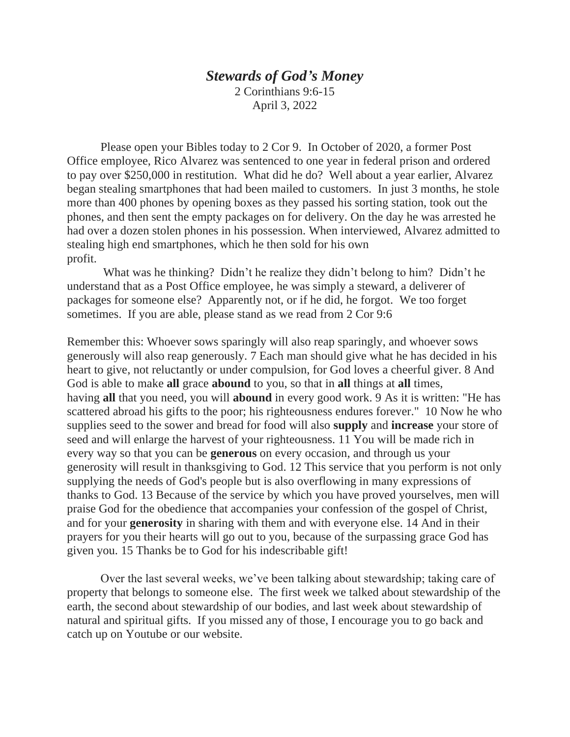# *Stewards of God's Money*

2 Corinthians 9:6-15

April 3, 2022

Please open your Bibles today to 2 Cor 9. In October of 2020, a former Post Office employee, Rico Alvarez was sentenced to one year in federal prison and ordered to pay over $250,000 in restitution. What did he do? Well about a year earlier, Alvarez began stealing smartphones that had been mailed to customers. In just 3 months, he stole more than 400 phones by opening boxes as they passed his sorting station, took out the phones, and then sent the empty packages on for delivery. On the day he was arrested he had over a dozen stolen phones in his possession. When interviewed, Alvarez admitted to stealing high end smartphones, which he then sold for his own profit.

What was he thinking? Didn't he realize they didn't belong to him? Didn't he understand that as a Post Office employee, he was simply a steward, a deliverer of packages for someone else? Apparently not, or if he did, he forgot. We too forget sometimes. If you are able, please stand as we read from 2 Cor 9:6

Remember this: Whoever sows sparingly will also reap sparingly, and whoever sows generously will also reap generously. 7 Each man should give what he has decided in his heart to give, not reluctantly or under compulsion, for God loves a cheerful giver. 8 And God is able to make **all** grace **abound** to you, so that in **all** things at **all** times, having **all** that you need, you will **abound** in every good work. 9 As it is written: "He has scattered abroad his gifts to the poor; his righteousness endures forever." 10 Now he who supplies seed to the sower and bread for food will also **supply** and **increase** your store of seed and will enlarge the harvest of your righteousness. 11 You will be made rich in every way so that you can be **generous** on every occasion, and through us your generosity will result in thanksgiving to God. 12 This service that you perform is not only supplying the needs of God's people but is also overflowing in many expressions of thanks to God. 13 Because of the service by which you have proved yourselves, men will praise God for the obedience that accompanies your confession of the gospel of Christ, and for your **generosity** in sharing with them and with everyone else. 14 And in their prayers for you their hearts will go out to you, because of the surpassing grace God has given you. 15 Thanks be to God for his indescribable gift!

Over the last several weeks, we've been talking about stewardship; taking care of property that belongs to someone else. The first week we talked about stewardship of the earth, the second about stewardship of our bodies, and last week about stewardship of natural and spiritual gifts. If you missed any of those, I encourage you to go back and catch up on Youtube or our website.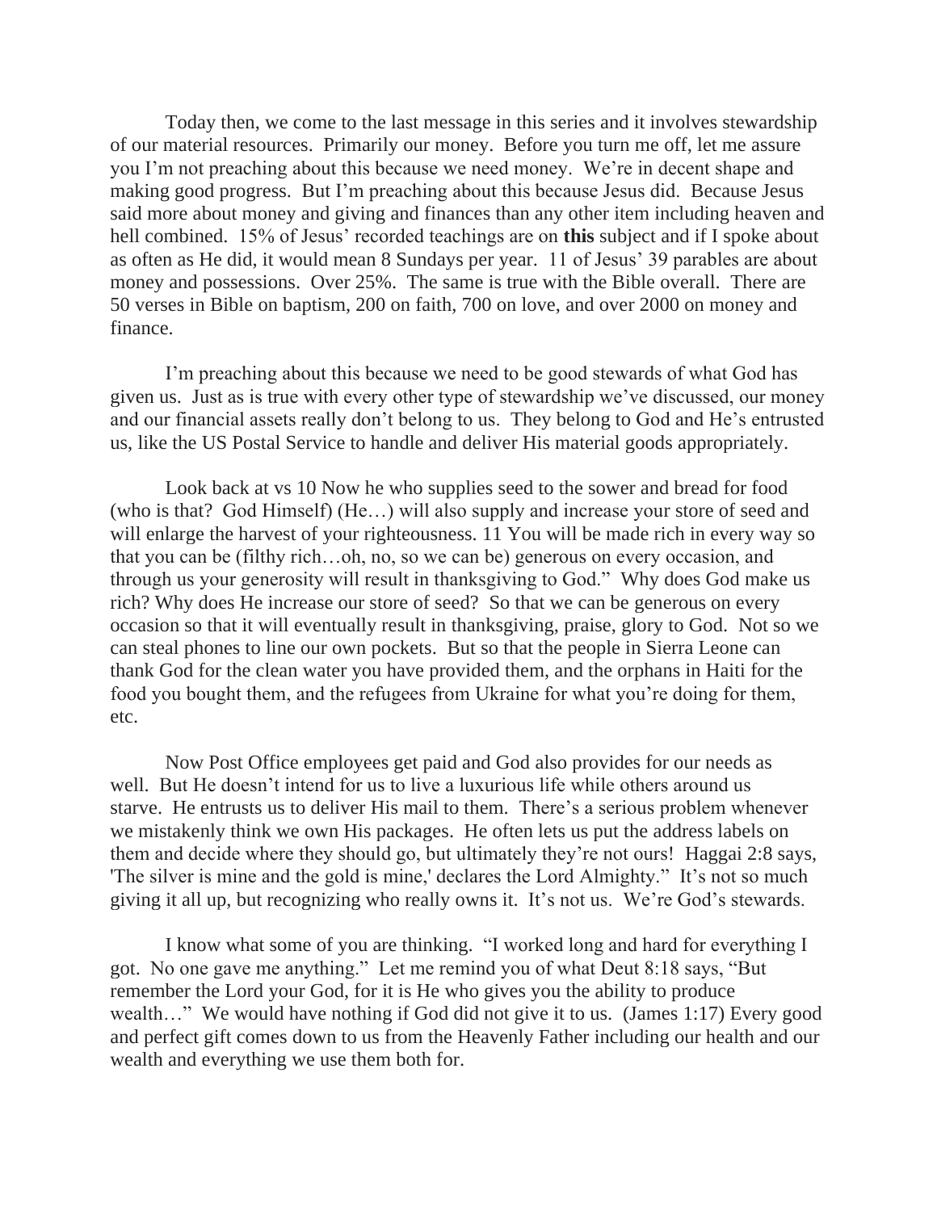Today then, we come to the last message in this series and it involves stewardship of our material resources. Primarily our money. Before you turn me off, let me assure you I'm not preaching about this because we need money. We're in decent shape and making good progress. But I'm preaching about this because Jesus did. Because Jesus said more about money and giving and finances than any other item including heaven and hell combined. 15% of Jesus' recorded teachings are on **this** subject and if I spoke about as often as He did, it would mean 8 Sundays per year. 11 of Jesus' 39 parables are about money and possessions. Over 25%. The same is true with the Bible overall. There are 50 verses in Bible on baptism, 200 on faith, 700 on love, and over 2000 on money and finance.

I'm preaching about this because we need to be good stewards of what God has given us. Just as is true with every other type of stewardship we've discussed, our money and our financial assets really don't belong to us. They belong to God and He's entrusted us, like the US Postal Service to handle and deliver His material goods appropriately.

Look back at vs 10 Now he who supplies seed to the sower and bread for food (who is that? God Himself) (He…) will also supply and increase your store of seed and will enlarge the harvest of your righteousness. 11 You will be made rich in every way so that you can be (filthy rich…oh, no, so we can be) generous on every occasion, and through us your generosity will result in thanksgiving to God." Why does God make us rich? Why does He increase our store of seed? So that we can be generous on every occasion so that it will eventually result in thanksgiving, praise, glory to God. Not so we can steal phones to line our own pockets. But so that the people in Sierra Leone can thank God for the clean water you have provided them, and the orphans in Haiti for the food you bought them, and the refugees from Ukraine for what you're doing for them, etc.

Now Post Office employees get paid and God also provides for our needs as well. But He doesn't intend for us to live a luxurious life while others around us starve. He entrusts us to deliver His mail to them. There's a serious problem whenever we mistakenly think we own His packages. He often lets us put the address labels on them and decide where they should go, but ultimately they're not ours! Haggai 2:8 says, 'The silver is mine and the gold is mine,' declares the Lord Almighty." It's not so much giving it all up, but recognizing who really owns it. It's not us. We're God's stewards.

I know what some of you are thinking. "I worked long and hard for everything I got. No one gave me anything." Let me remind you of what Deut 8:18 says, "But remember the Lord your God, for it is He who gives you the ability to produce wealth…" We would have nothing if God did not give it to us. (James 1:17) Every good and perfect gift comes down to us from the Heavenly Father including our health and our wealth and everything we use them both for.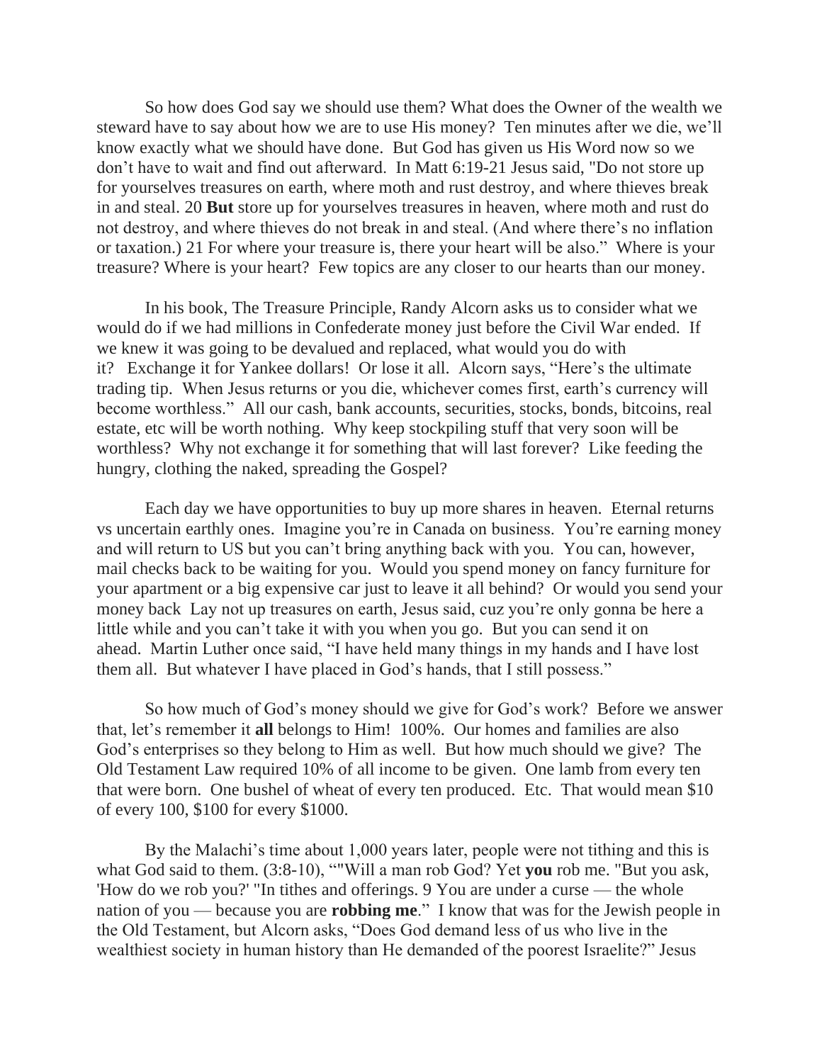So how does God say we should use them? What does the Owner of the wealth we steward have to say about how we are to use His money? Ten minutes after we die, we'll know exactly what we should have done. But God has given us His Word now so we don't have to wait and find out afterward. In Matt 6:19-21 Jesus said, "Do not store up for yourselves treasures on earth, where moth and rust destroy, and where thieves break in and steal. 20 **But** store up for yourselves treasures in heaven, where moth and rust do not destroy, and where thieves do not break in and steal. (And where there's no inflation or taxation.) 21 For where your treasure is, there your heart will be also." Where is your treasure? Where is your heart? Few topics are any closer to our hearts than our money.

In his book, The Treasure Principle, Randy Alcorn asks us to consider what we would do if we had millions in Confederate money just before the Civil War ended. If we knew it was going to be devalued and replaced, what would you do with it? Exchange it for Yankee dollars! Or lose it all. Alcorn says, "Here's the ultimate trading tip. When Jesus returns or you die, whichever comes first, earth's currency will become worthless." All our cash, bank accounts, securities, stocks, bonds, bitcoins, real estate, etc will be worth nothing. Why keep stockpiling stuff that very soon will be worthless? Why not exchange it for something that will last forever? Like feeding the hungry, clothing the naked, spreading the Gospel?

Each day we have opportunities to buy up more shares in heaven. Eternal returns vs uncertain earthly ones. Imagine you're in Canada on business. You're earning money and will return to US but you can't bring anything back with you. You can, however, mail checks back to be waiting for you. Would you spend money on fancy furniture for your apartment or a big expensive car just to leave it all behind? Or would you send your money back Lay not up treasures on earth, Jesus said, cuz you're only gonna be here a little while and you can't take it with you when you go. But you can send it on ahead. Martin Luther once said, "I have held many things in my hands and I have lost them all. But whatever I have placed in God's hands, that I still possess."

So how much of God's money should we give for God's work? Before we answer that, let's remember it **all** belongs to Him! 100%. Our homes and families are also God's enterprises so they belong to Him as well. But how much should we give? The Old Testament Law required 10% of all income to be given. One lamb from every ten that were born. One bushel of wheat of every ten produced. Etc. That would mean $10 of every 100, $100 for every $1000.

By the Malachi's time about 1,000 years later, people were not tithing and this is what God said to them. (3:8-10), ""Will a man rob God? Yet **you** rob me. "But you ask, 'How do we rob you?' "In tithes and offerings. 9 You are under a curse — the whole nation of you — because you are **robbing me**." I know that was for the Jewish people in the Old Testament, but Alcorn asks, "Does God demand less of us who live in the wealthiest society in human history than He demanded of the poorest Israelite?" Jesus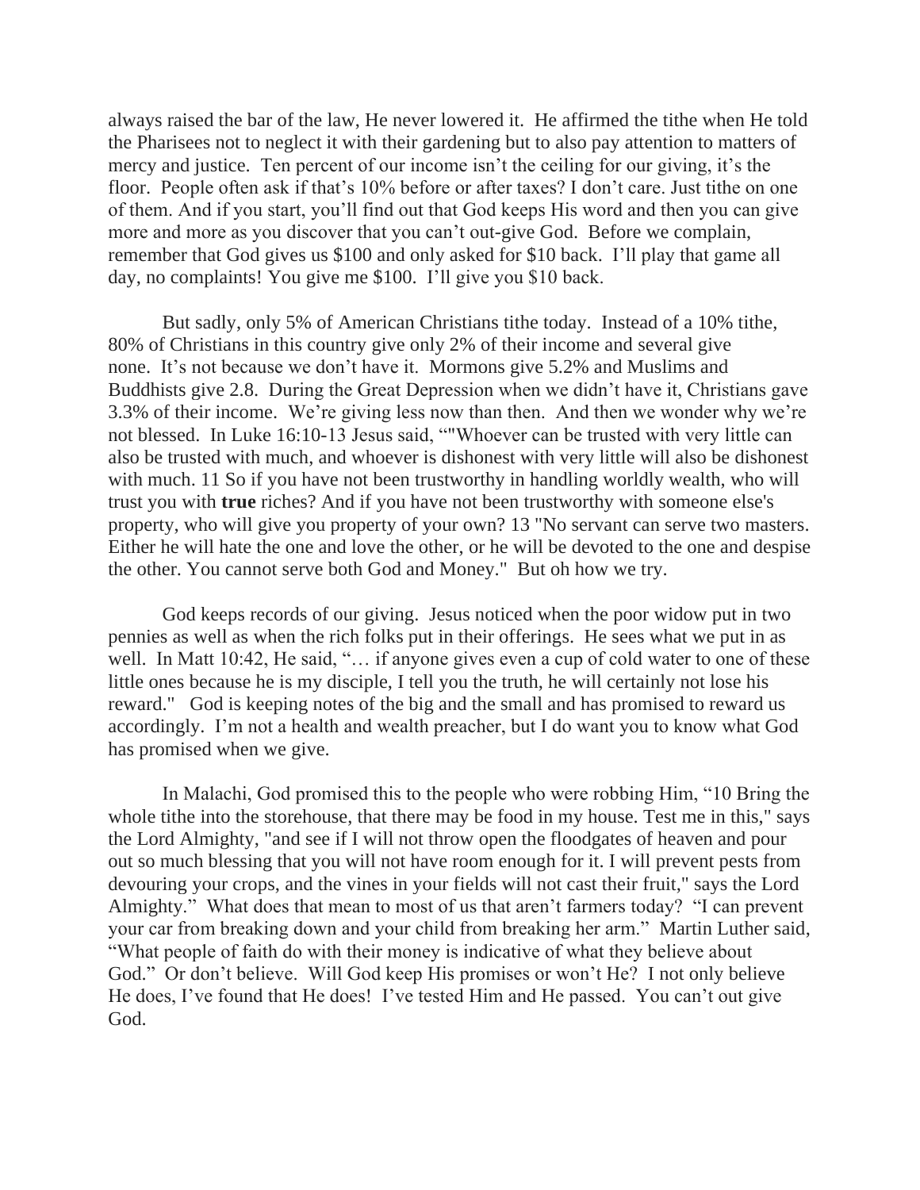always raised the bar of the law, He never lowered it. He affirmed the tithe when He told the Pharisees not to neglect it with their gardening but to also pay attention to matters of mercy and justice. Ten percent of our income isn't the ceiling for our giving, it's the floor. People often ask if that's 10% before or after taxes? I don't care. Just tithe on one of them. And if you start, you'll find out that God keeps His word and then you can give more and more as you discover that you can't out-give God. Before we complain, remember that God gives us $100 and only asked for $10 back. I'll play that game all day, no complaints! You give me $100. I'll give you $10 back.

But sadly, only 5% of American Christians tithe today. Instead of a 10% tithe, 80% of Christians in this country give only 2% of their income and several give none. It's not because we don't have it. Mormons give 5.2% and Muslims and Buddhists give 2.8. During the Great Depression when we didn't have it, Christians gave 3.3% of their income. We're giving less now than then. And then we wonder why we're not blessed. In Luke 16:10-13 Jesus said, “"Whoever can be trusted with very little can also be trusted with much, and whoever is dishonest with very little will also be dishonest with much. 11 So if you have not been trustworthy in handling worldly wealth, who will trust you with **true** riches? And if you have not been trustworthy with someone else's property, who will give you property of your own? 13 "No servant can serve two masters. Either he will hate the one and love the other, or he will be devoted to the one and despise the other. You cannot serve both God and Money." But oh how we try.

God keeps records of our giving. Jesus noticed when the poor widow put in two pennies as well as when the rich folks put in their offerings. He sees what we put in as well. In Matt 10:42, He said, "… if anyone gives even a cup of cold water to one of these little ones because he is my disciple, I tell you the truth, he will certainly not lose his reward." God is keeping notes of the big and the small and has promised to reward us accordingly. I'm not a health and wealth preacher, but I do want you to know what God has promised when we give.

In Malachi, God promised this to the people who were robbing Him, "10 Bring the whole tithe into the storehouse, that there may be food in my house. Test me in this," says the Lord Almighty, "and see if I will not throw open the floodgates of heaven and pour out so much blessing that you will not have room enough for it. I will prevent pests from devouring your crops, and the vines in your fields will not cast their fruit," says the Lord Almighty." What does that mean to most of us that aren't farmers today? "I can prevent your car from breaking down and your child from breaking her arm." Martin Luther said, "What people of faith do with their money is indicative of what they believe about God." Or don't believe. Will God keep His promises or won't He? I not only believe He does, I've found that He does! I've tested Him and He passed. You can't out give God.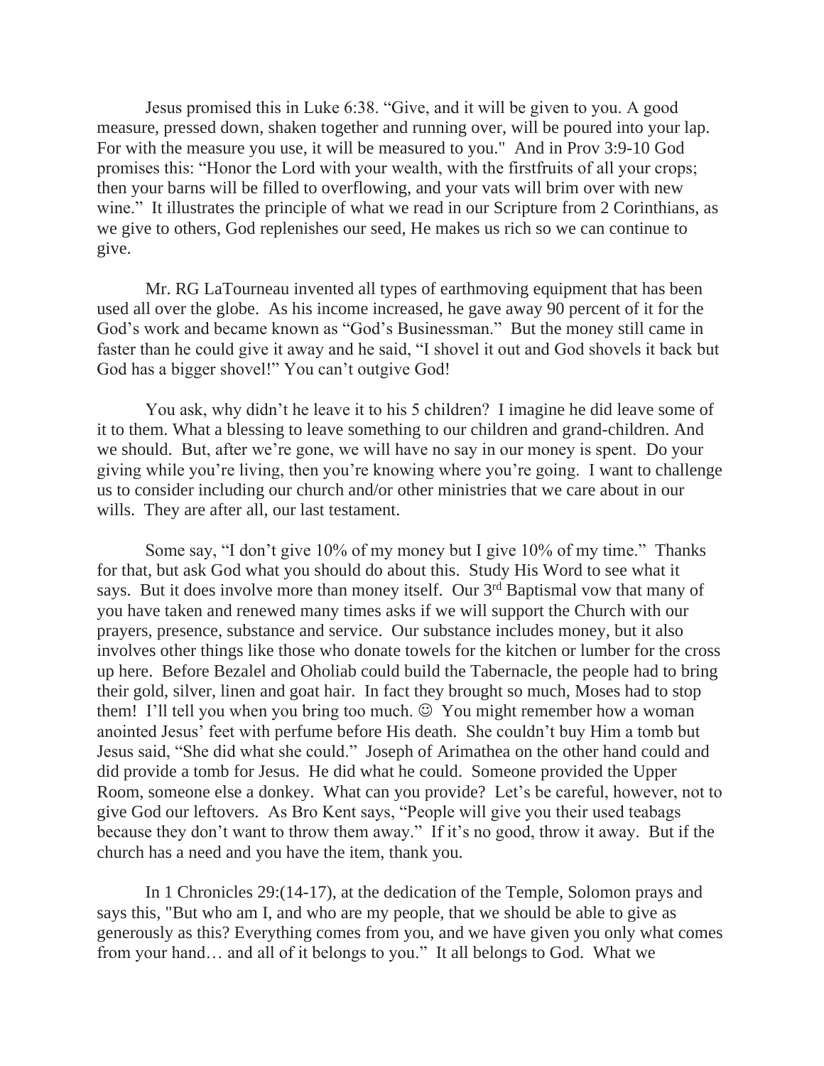Jesus promised this in Luke 6:38. “Give, and it will be given to you. A good measure, pressed down, shaken together and running over, will be poured into your lap. For with the measure you use, it will be measured to you." And in Prov 3:9-10 God promises this: “Honor the Lord with your wealth, with the firstfruits of all your crops; then your barns will be filled to overflowing, and your vats will brim over with new wine.” It illustrates the principle of what we read in our Scripture from 2 Corinthians, as we give to others, God replenishes our seed, He makes us rich so we can continue to give.

Mr. RG LaTourneau invented all types of earthmoving equipment that has been used all over the globe. As his income increased, he gave away 90 percent of it for the God’s work and became known as “God’s Businessman.” But the money still came in faster than he could give it away and he said, “I shovel it out and God shovels it back but God has a bigger shovel!” You can’t outgive God!

You ask, why didn’t he leave it to his 5 children? I imagine he did leave some of it to them. What a blessing to leave something to our children and grand-children. And we should. But, after we’re gone, we will have no say in our money is spent. Do your giving while you’re living, then you’re knowing where you’re going. I want to challenge us to consider including our church and/or other ministries that we care about in our wills. They are after all, our last testament.

Some say, “I don’t give 10% of my money but I give 10% of my time.” Thanks for that, but ask God what you should do about this. Study His Word to see what it says. But it does involve more than money itself. Our 3rd Baptismal vow that many of you have taken and renewed many times asks if we will support the Church with our prayers, presence, substance and service. Our substance includes money, but it also involves other things like those who donate towels for the kitchen or lumber for the cross up here. Before Bezalel and Oholiab could build the Tabernacle, the people had to bring their gold, silver, linen and goat hair. In fact they brought so much, Moses had to stop them! I’ll tell you when you bring too much. ☺ You might remember how a woman anointed Jesus’ feet with perfume before His death. She couldn’t buy Him a tomb but Jesus said, “She did what she could.” Joseph of Arimathea on the other hand could and did provide a tomb for Jesus. He did what he could. Someone provided the Upper Room, someone else a donkey. What can you provide? Let’s be careful, however, not to give God our leftovers. As Bro Kent says, “People will give you their used teabags because they don’t want to throw them away.” If it’s no good, throw it away. But if the church has a need and you have the item, thank you.

In 1 Chronicles 29:(14-17), at the dedication of the Temple, Solomon prays and says this, "But who am I, and who are my people, that we should be able to give as generously as this? Everything comes from you, and we have given you only what comes from your hand… and all of it belongs to you.” It all belongs to God. What we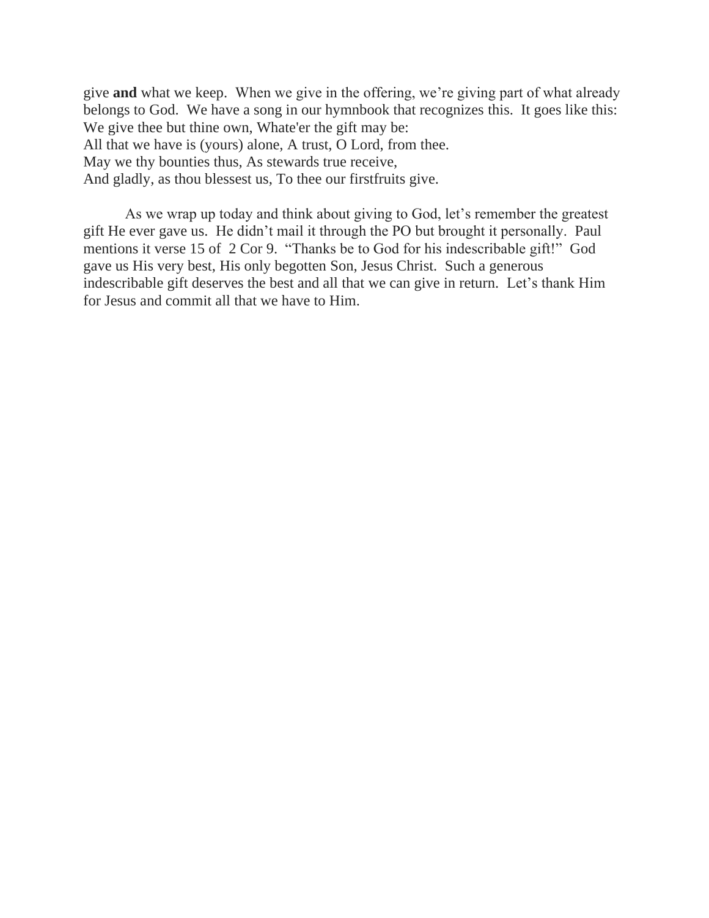give **and** what we keep.  When we give in the offering, we're giving part of what already belongs to God.  We have a song in our hymnbook that recognizes this.  It goes like this:
We give thee but thine own, Whate'er the gift may be:
All that we have is (yours) alone, A trust, O Lord, from thee.
May we thy bounties thus, As stewards true receive,
And gladly, as thou blessest us, To thee our firstfruits give.

As we wrap up today and think about giving to God, let's remember the greatest gift He ever gave us.  He didn't mail it through the PO but brought it personally.  Paul mentions it verse 15 of  2 Cor 9.  "Thanks be to God for his indescribable gift!"  God gave us His very best, His only begotten Son, Jesus Christ.  Such a generous indescribable gift deserves the best and all that we can give in return.  Let's thank Him for Jesus and commit all that we have to Him.